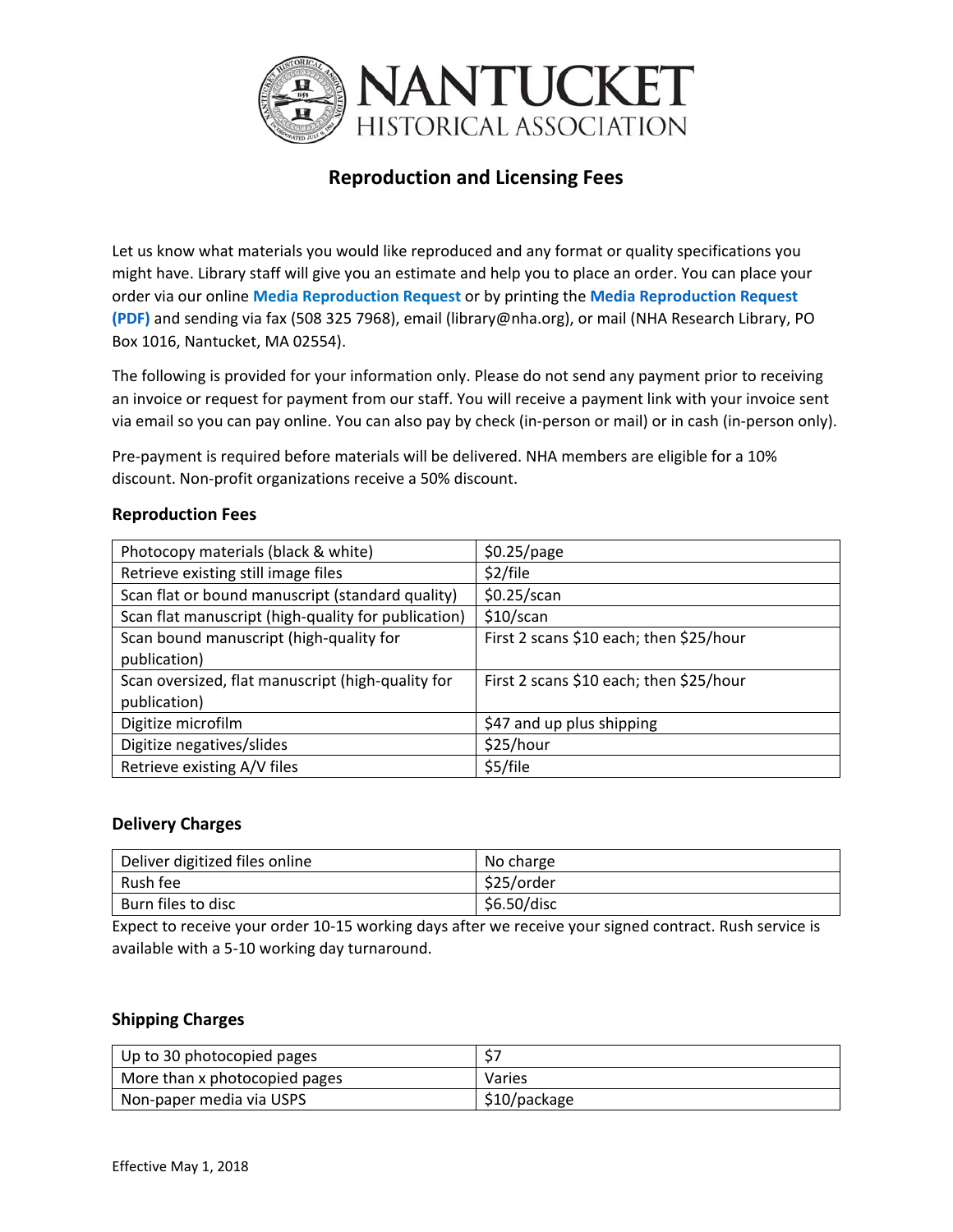# NANTUCKET HISTORICAL ASSOCIATION

## Reproduction and Licensing Fees

Let us know what materials you would like reproduced and any format or quality specifications you might have. Library staff will give you an estimate and help you to place an order. You can place your order via our online **Media Reproduction Request** or by printing the **Media Reproduction Request (PDF)** and sending via fax (508 325 7968), email (library@nha.org), or mail (NHA Research Library, PO Box 1016, Nantucket, MA 02554).

The following is provided for your information only. Please do not send any payment prior to receiving an invoice or request for payment from our staff. You will receive a payment link with your invoice sent via email so you can pay online. You can also pay by check (in-person or mail) or in cash (in-person only).

Pre-payment is required before materials will be delivered. NHA members are eligible for a 10% discount. Non-profit organizations receive a 50% discount.

### Reproduction Fees

| | |
|---|---|
| Photocopy materials (black & white) | $0.25/page |
| Retrieve existing still image files | $2/file |
| Scan flat or bound manuscript (standard quality) | $0.25/scan |
| Scan flat manuscript (high-quality for publication) | $10/scan |
| Scan bound manuscript (high-quality for publication) | First 2 scans $10 each; then $25/hour |
| Scan oversized, flat manuscript (high-quality for publication) | First 2 scans $10 each; then $25/hour |
| Digitize microfilm | $47 and up plus shipping |
| Digitize negatives/slides | $25/hour |
| Retrieve existing A/V files | $5/file |

### Delivery Charges

| | |
|---|---|
| Deliver digitized files online | No charge |
| Rush fee | $25/order |
| Burn files to disc | $6.50/disc |

Expect to receive your order 10-15 working days after we receive your signed contract. Rush service is available with a 5-10 working day turnaround.

### Shipping Charges

| | |
|---|---|
| Up to 30 photocopied pages | $7 |
| More than x photocopied pages | Varies |
| Non-paper media via USPS | $10/package |

Effective May 1, 2018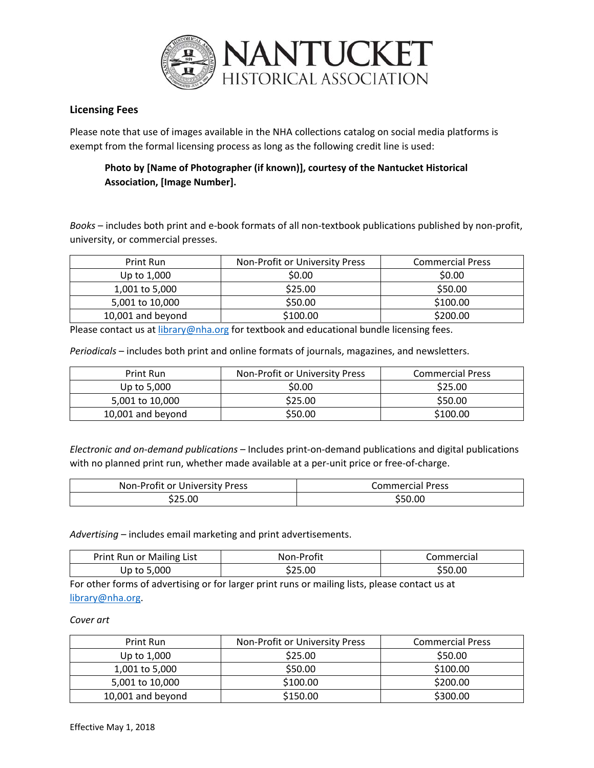NANTUCKET HISTORICAL ASSOCIATION

## Licensing Fees

Please note that use of images available in the NHA collections catalog on social media platforms is exempt from the formal licensing process as long as the following credit line is used:

> **Photo by [Name of Photographer (if known)], courtesy of the Nantucket Historical Association, [Image Number].**

*Books* – includes both print and e-book formats of all non-textbook publications published by non-profit, university, or commercial presses.

| Print Run | Non-Profit or University Press | Commercial Press |
| --- | --- | --- |
| Up to 1,000 | $0.00 | $0.00 |
| 1,001 to 5,000 | $25.00 | $50.00 |
| 5,001 to 10,000 | $50.00 | $100.00 |
| 10,001 and beyond | $100.00 | $200.00 |

Please contact us at library@nha.org for textbook and educational bundle licensing fees.

*Periodicals* – includes both print and online formats of journals, magazines, and newsletters.

| Print Run | Non-Profit or University Press | Commercial Press |
| --- | --- | --- |
| Up to 5,000 | $0.00 | $25.00 |
| 5,001 to 10,000 | $25.00 | $50.00 |
| 10,001 and beyond | $50.00 | $100.00 |

*Electronic and on-demand publications* – Includes print-on-demand publications and digital publications with no planned print run, whether made available at a per-unit price or free-of-charge.

| Non-Profit or University Press | Commercial Press |
| --- | --- |
| $25.00 | $50.00 |

*Advertising* – includes email marketing and print advertisements.

| Print Run or Mailing List | Non-Profit | Commercial |
| --- | --- | --- |
| Up to 5,000 | $25.00 | $50.00 |

For other forms of advertising or for larger print runs or mailing lists, please contact us at library@nha.org.

*Cover art*

| Print Run | Non-Profit or University Press | Commercial Press |
| --- | --- | --- |
| Up to 1,000 | $25.00 | $50.00 |
| 1,001 to 5,000 | $50.00 | $100.00 |
| 5,001 to 10,000 | $100.00 | $200.00 |
| 10,001 and beyond | $150.00 | $300.00 |

Effective May 1, 2018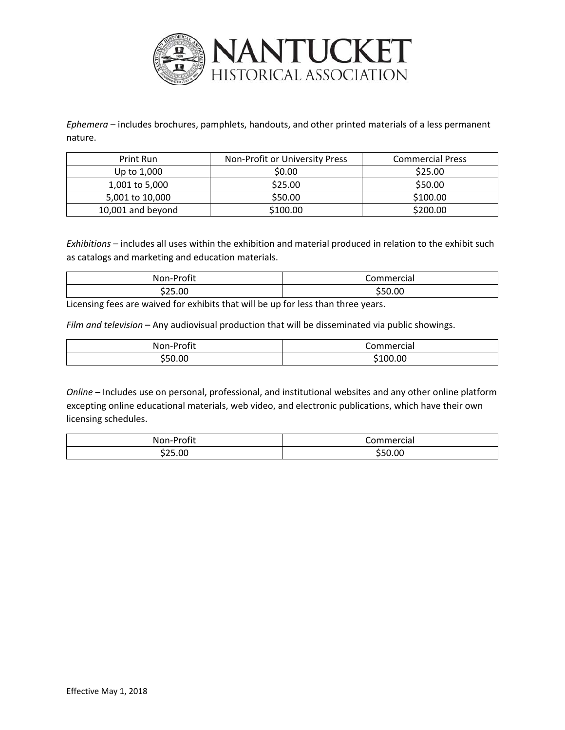*Ephemera* – includes brochures, pamphlets, handouts, and other printed materials of a less permanent nature.

| Print Run | Non-Profit or University Press | Commercial Press |
|---|---|---|
| Up to 1,000 | $0.00 | $25.00 |
| 1,001 to 5,000 | $25.00 | $50.00 |
| 5,001 to 10,000 | $50.00 | $100.00 |
| 10,001 and beyond | $100.00 | $200.00 |

*Exhibitions* – includes all uses within the exhibition and material produced in relation to the exhibit such as catalogs and marketing and education materials.

| Non-Profit | Commercial |
|---|---|
| $25.00 | $50.00 |

Licensing fees are waived for exhibits that will be up for less than three years.

*Film and television* – Any audiovisual production that will be disseminated via public showings.

| Non-Profit | Commercial |
|---|---|
| $50.00 | $100.00 |

*Online* – Includes use on personal, professional, and institutional websites and any other online platform excepting online educational materials, web video, and electronic publications, which have their own licensing schedules.

| Non-Profit | Commercial |
|---|---|
| $25.00 | $50.00 |

Effective May 1, 2018